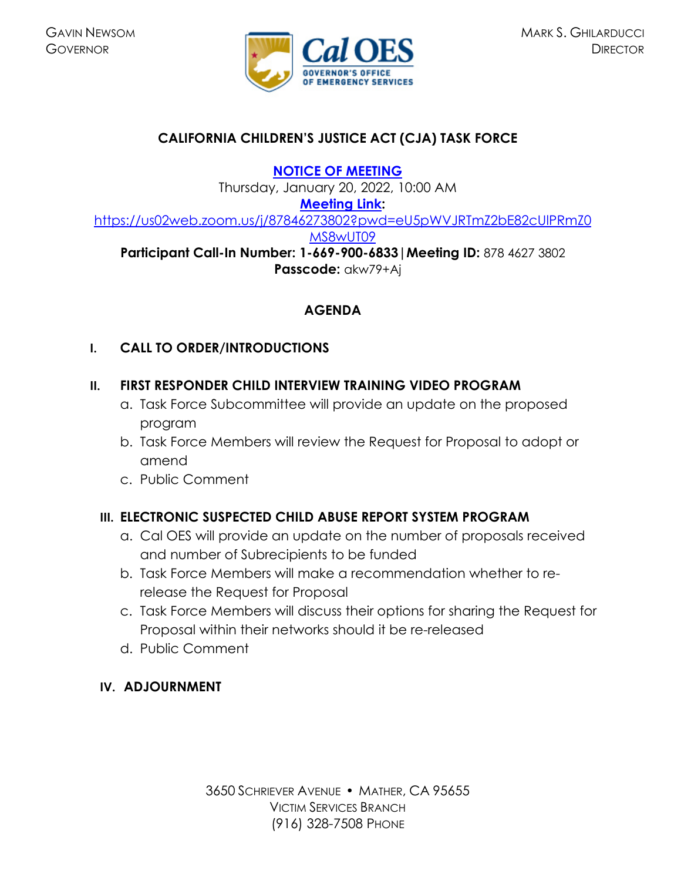GAVIN NEWSOM
GOVERNOR

Cal OES
GOVERNOR'S OFFICE
OF EMERGENCY SERVICES

MARK S. GHILARDUCCI
DIRECTOR

## CALIFORNIA CHILDREN'S JUSTICE ACT (CJA) TASK FORCE

**NOTICE OF MEETING**

Thursday, January 20, 2022, 10:00 AM

**Meeting Link:**

https://us02web.zoom.us/j/87846273802?pwd=eU5pWVJRTmZ2bE82cUlPRmZ0MS8wUT09

**Participant Call-In Number: 1-669-900-6833** | **Meeting ID:** 878 4627 3802

**Passcode:** akw79+Aj

## AGENDA

### I. CALL TO ORDER/INTRODUCTIONS

### II. FIRST RESPONDER CHILD INTERVIEW TRAINING VIDEO PROGRAM

a. Task Force Subcommittee will provide an update on the proposed program

b. Task Force Members will review the Request for Proposal to adopt or amend

c. Public Comment

### III. ELECTRONIC SUSPECTED CHILD ABUSE REPORT SYSTEM PROGRAM

a. Cal OES will provide an update on the number of proposals received and number of Subrecipients to be funded

b. Task Force Members will make a recommendation whether to re-release the Request for Proposal

c. Task Force Members will discuss their options for sharing the Request for Proposal within their networks should it be re-released

d. Public Comment

### IV. ADJOURNMENT

3650 SCHRIEVER AVENUE • MATHER, CA 95655
VICTIM SERVICES BRANCH
(916) 328-7508 PHONE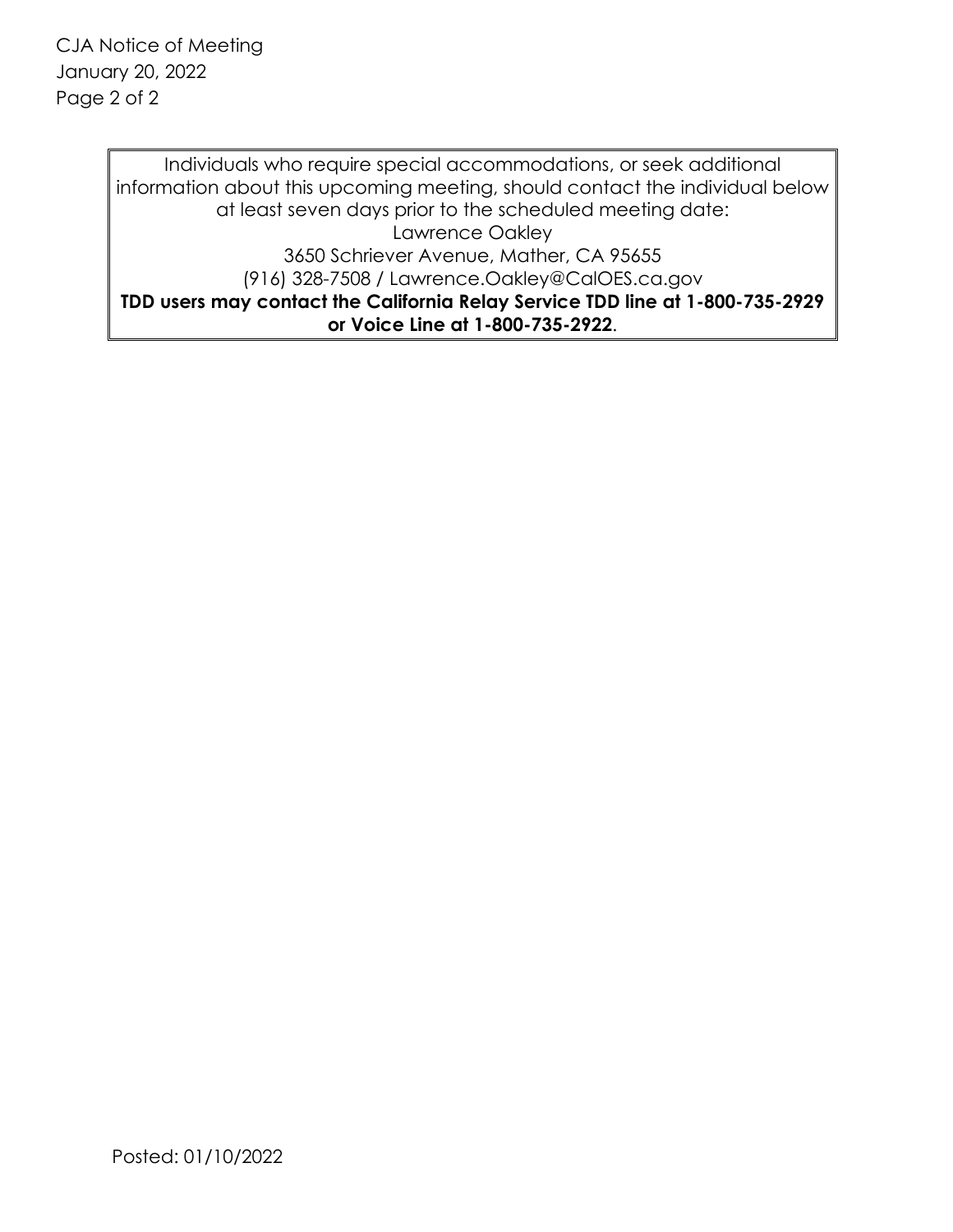Individuals who require special accommodations, or seek additional information about this upcoming meeting, should contact the individual below at least seven days prior to the scheduled meeting date:

Lawrence Oakley

3650 Schriever Avenue, Mather, CA 95655

(916) 328-7508 / Lawrence.Oakley@CalOES.ca.gov

**TDD users may contact the California Relay Service TDD line at 1-800-735-2929 or Voice Line at 1-800-735-2922**.

Posted: 01/10/2022